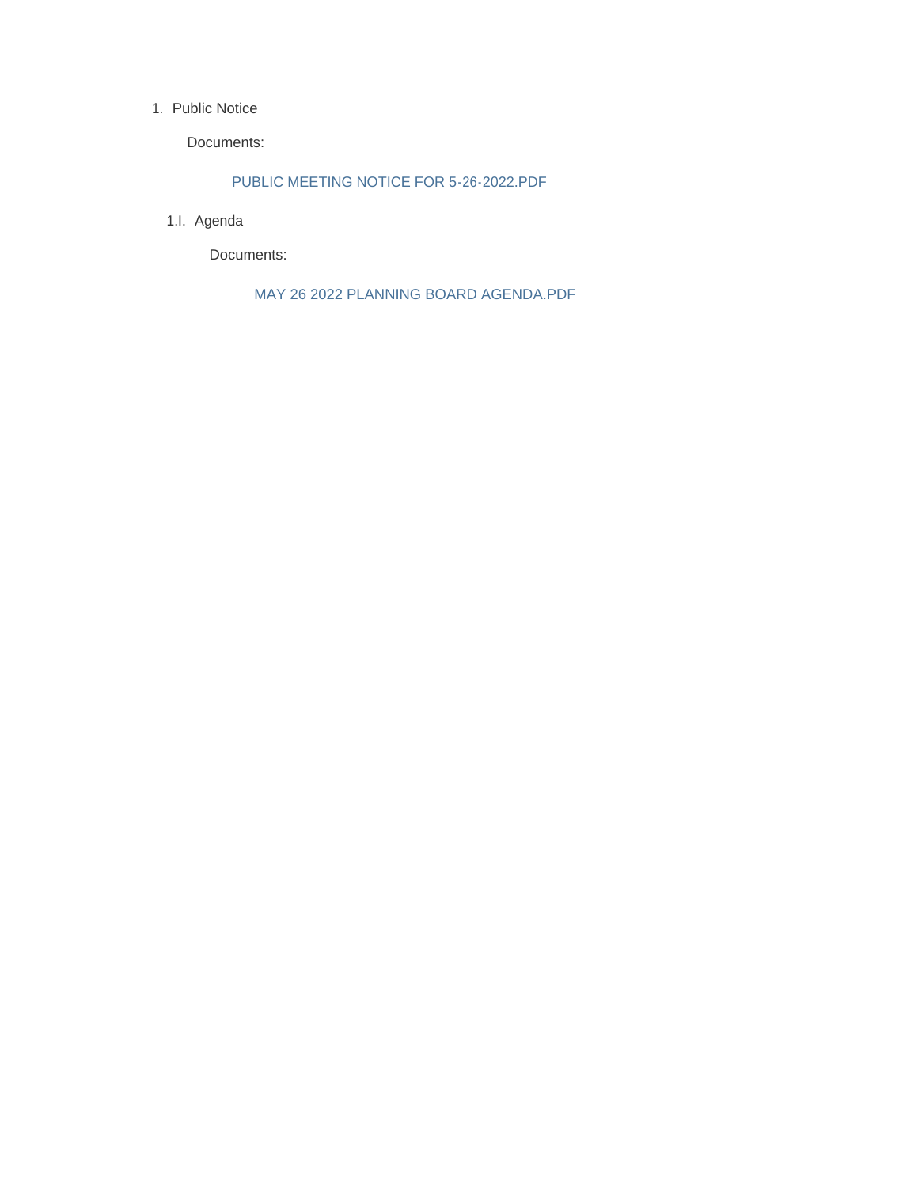1. Public Notice

    Documents:

        PUBLIC MEETING NOTICE FOR 5-26-2022.PDF

    1.I. Agenda

        Documents:

            MAY 26 2022 PLANNING BOARD AGENDA.PDF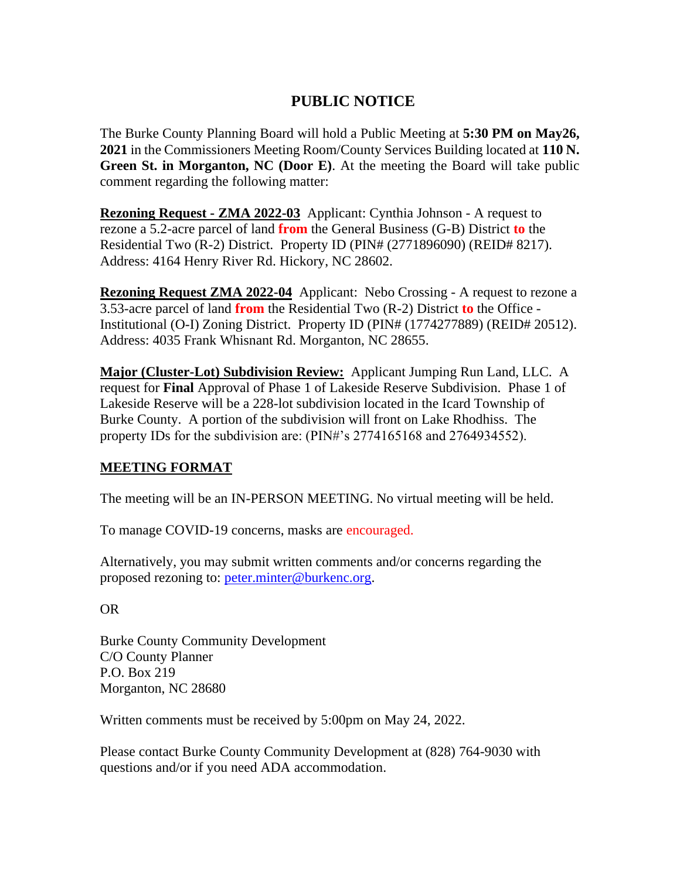# PUBLIC NOTICE

The Burke County Planning Board will hold a Public Meeting at **5:30 PM on May26, 2021** in the Commissioners Meeting Room/County Services Building located at **110 N. Green St. in Morganton, NC (Door E)**. At the meeting the Board will take public comment regarding the following matter:

**Rezoning Request - ZMA 2022-03** Applicant: Cynthia Johnson - A request to rezone a 5.2-acre parcel of land **from** the General Business (G-B) District **to** the Residential Two (R-2) District. Property ID (PIN# (2771896090) (REID# 8217). Address: 4164 Henry River Rd. Hickory, NC 28602.

**Rezoning Request ZMA 2022-04** Applicant: Nebo Crossing - A request to rezone a 3.53-acre parcel of land **from** the Residential Two (R-2) District **to** the Office - Institutional (O-I) Zoning District. Property ID (PIN# (1774277889) (REID# 20512). Address: 4035 Frank Whisnant Rd. Morganton, NC 28655.

**Major (Cluster-Lot) Subdivision Review:** Applicant Jumping Run Land, LLC. A request for **Final** Approval of Phase 1 of Lakeside Reserve Subdivision. Phase 1 of Lakeside Reserve will be a 228-lot subdivision located in the Icard Township of Burke County. A portion of the subdivision will front on Lake Rhodhiss. The property IDs for the subdivision are: (PIN#'s 2774165168 and 2764934552).

## MEETING FORMAT

The meeting will be an IN-PERSON MEETING. No virtual meeting will be held.

To manage COVID-19 concerns, masks are encouraged.

Alternatively, you may submit written comments and/or concerns regarding the proposed rezoning to: peter.minter@burkenc.org.

OR

Burke County Community Development
C/O County Planner
P.O. Box 219
Morganton, NC 28680

Written comments must be received by 5:00pm on May 24, 2022.

Please contact Burke County Community Development at (828) 764-9030 with questions and/or if you need ADA accommodation.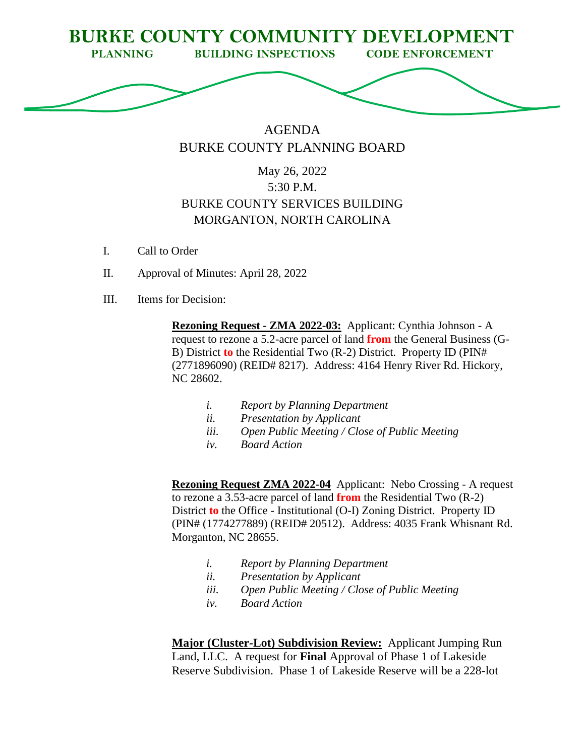# BURKE COUNTY COMMUNITY DEVELOPMENT

**PLANNING BUILDING INSPECTIONS CODE ENFORCEMENT**

AGENDA
BURKE COUNTY PLANNING BOARD

May 26, 2022
5:30 P.M.
BURKE COUNTY SERVICES BUILDING
MORGANTON, NORTH CAROLINA

I. Call to Order

II. Approval of Minutes: April 28, 2022

III. Items for Decision:

**Rezoning Request - ZMA 2022-03:** Applicant: Cynthia Johnson - A request to rezone a 5.2-acre parcel of land **from** the General Business (G-B) District **to** the Residential Two (R-2) District. Property ID (PIN# (2771896090) (REID# 8217). Address: 4164 Henry River Rd. Hickory, NC 28602.

*i. Report by Planning Department*
*ii. Presentation by Applicant*
*iii. Open Public Meeting / Close of Public Meeting*
*iv. Board Action*

**Rezoning Request ZMA 2022-04** Applicant: Nebo Crossing - A request to rezone a 3.53-acre parcel of land **from** the Residential Two (R-2) District **to** the Office - Institutional (O-I) Zoning District. Property ID (PIN# (1774277889) (REID# 20512). Address: 4035 Frank Whisnant Rd. Morganton, NC 28655.

*i. Report by Planning Department*
*ii. Presentation by Applicant*
*iii. Open Public Meeting / Close of Public Meeting*
*iv. Board Action*

**Major (Cluster-Lot) Subdivision Review:** Applicant Jumping Run Land, LLC. A request for **Final** Approval of Phase 1 of Lakeside Reserve Subdivision. Phase 1 of Lakeside Reserve will be a 228-lot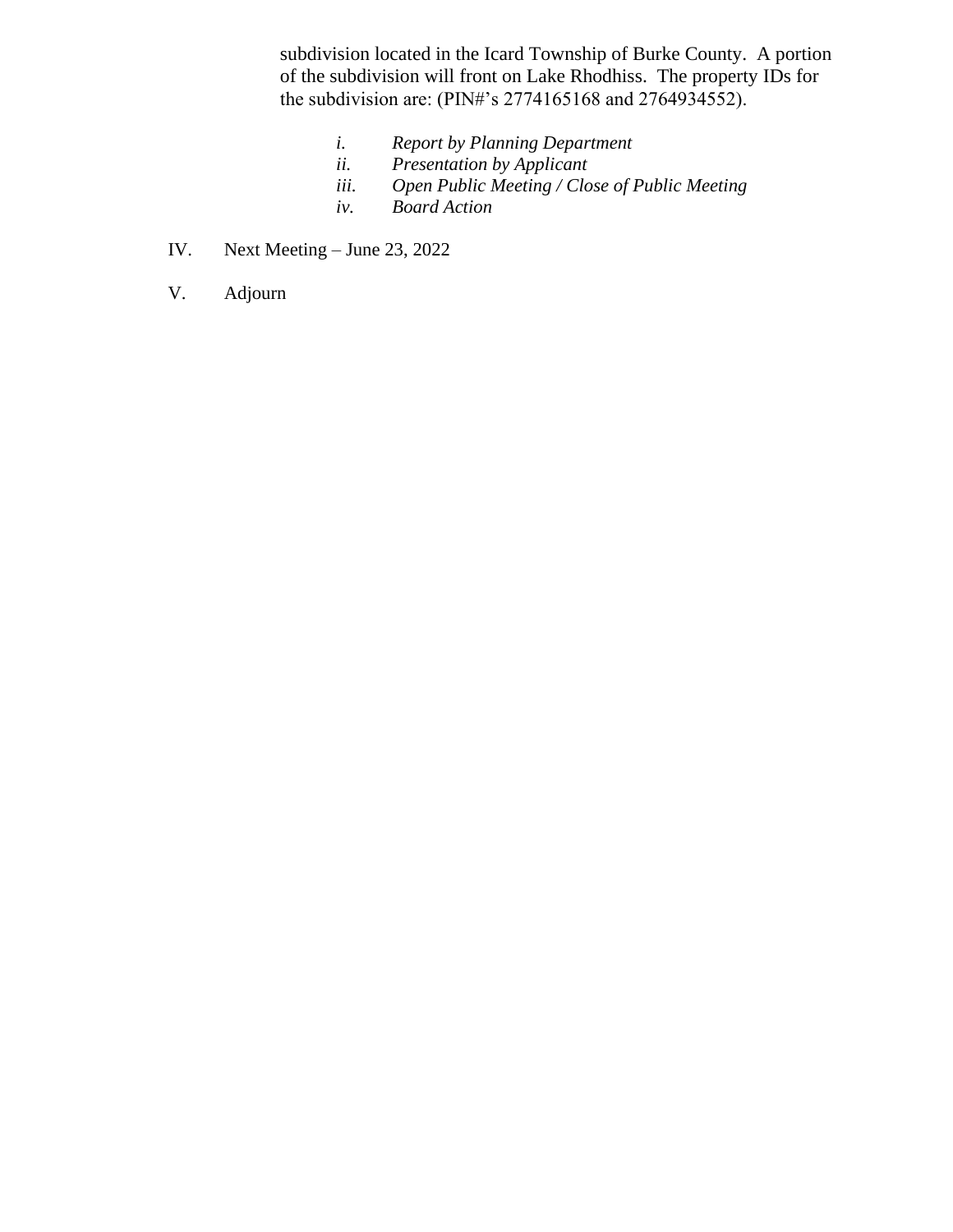subdivision located in the Icard Township of Burke County. A portion of the subdivision will front on Lake Rhodhiss. The property IDs for the subdivision are: (PIN#'s 2774165168 and 2764934552).

- *i. Report by Planning Department*
- *ii. Presentation by Applicant*
- *iii. Open Public Meeting / Close of Public Meeting*
- *iv. Board Action*

IV. Next Meeting – June 23, 2022

V. Adjourn